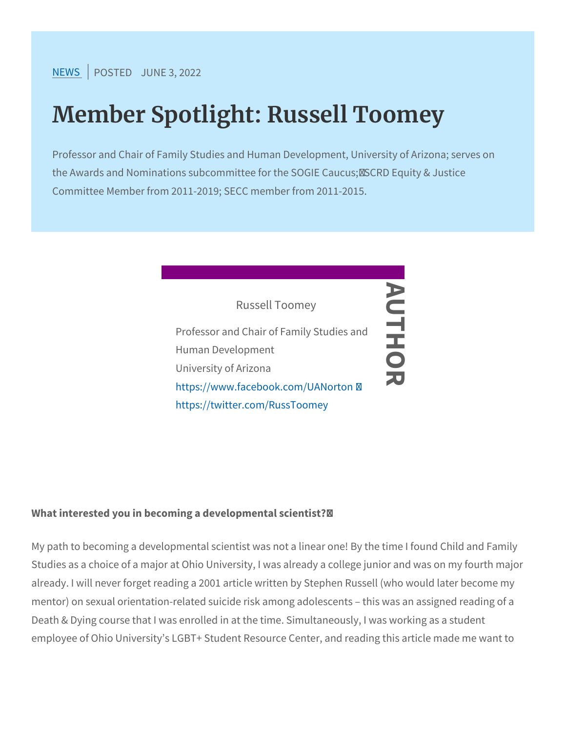NEWS | POSTED JUNE 3, 2022

# Member Spotlight: Russell Toomey

Professor and Chair of Family Studies and Human Development, University of Arizona; serves on the Awards and Nominations subcommittee for the SOGIE Caucus; SCRD Equity & Justice Committee Member from 2011-2019; SECC member from 2011-2015.

AUTHOR

Russell Toomey

Professor and Chair of Family Studies and Human Development
University of Arizona
https://www.facebook.com/UANorton
https://twitter.com/RussToomey

**What interested you in becoming a developmental scientist?**

My path to becoming a developmental scientist was not a linear one! By the time I found Child and Family Studies as a choice of a major at Ohio University, I was already a college junior and was on my fourth major already. I will never forget reading a 2001 article written by Stephen Russell (who would later become my mentor) on sexual orientation-related suicide risk among adolescents – this was an assigned reading of a Death & Dying course that I was enrolled in at the time. Simultaneously, I was working as a student employee of Ohio University's LGBT+ Student Resource Center, and reading this article made me want to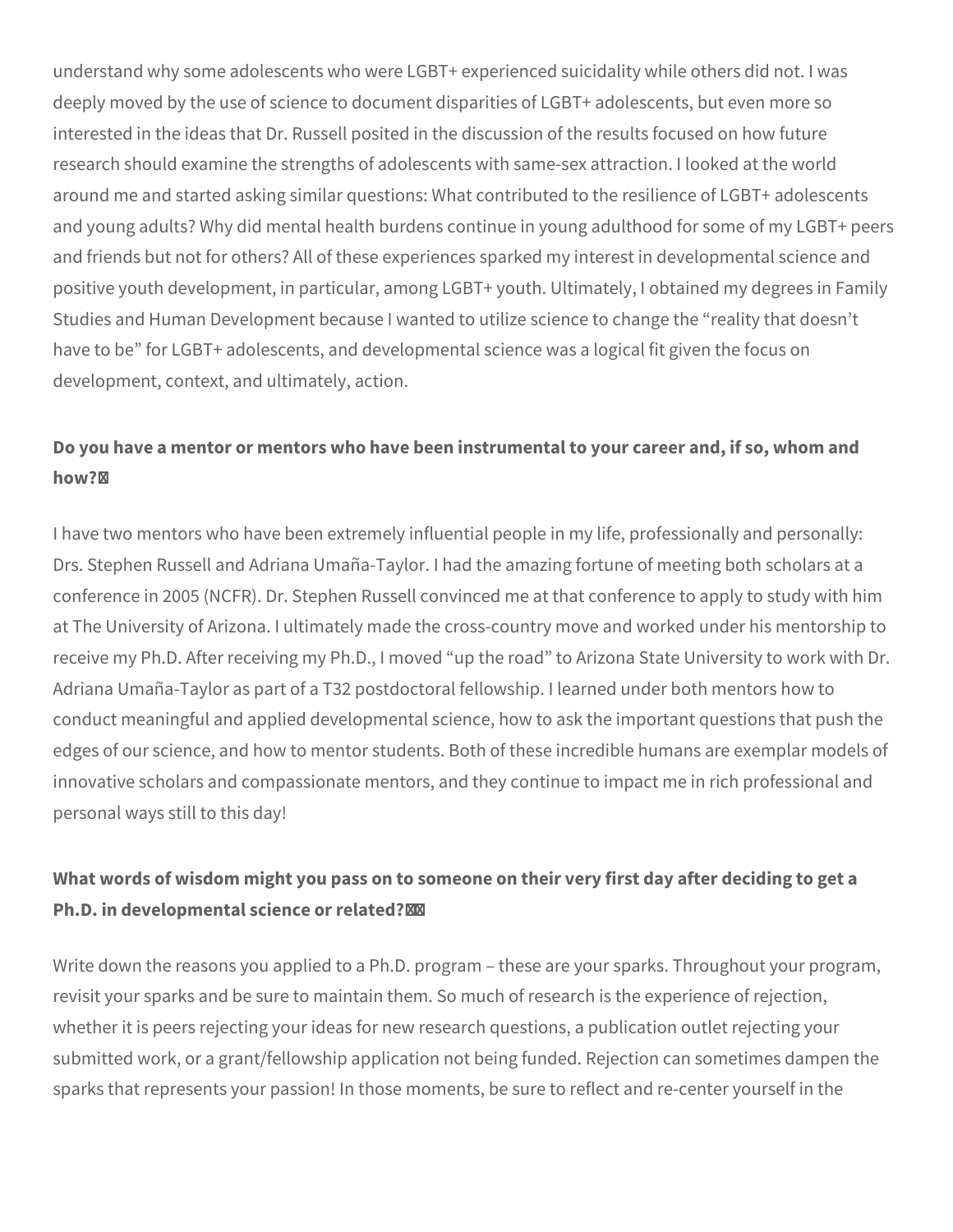understand why some adolescents who were LGBT+ experienced suicidality while others did not. I was deeply moved by the use of science to document disparities of LGBT+ adolescents, but even more so interested in the ideas that Dr. Russell posited in the discussion of the results focused on how future research should examine the strengths of adolescents with same-sex attraction. I looked at the world around me and started asking similar questions: What contributed to the resilience of LGBT+ adolescents and young adults? Why did mental health burdens continue in young adulthood for some of my LGBT+ peers and friends but not for others? All of these experiences sparked my interest in developmental science and positive youth development, in particular, among LGBT+ youth. Ultimately, I obtained my degrees in Family Studies and Human Development because I wanted to utilize science to change the "reality that doesn't have to be" for LGBT+ adolescents, and developmental science was a logical fit given the focus on development, context, and ultimately, action.

**Do you have a mentor or mentors who have been instrumental to your career and, if so, whom and how?**

I have two mentors who have been extremely influential people in my life, professionally and personally: Drs. Stephen Russell and Adriana Umaña-Taylor. I had the amazing fortune of meeting both scholars at a conference in 2005 (NCFR). Dr. Stephen Russell convinced me at that conference to apply to study with him at The University of Arizona. I ultimately made the cross-country move and worked under his mentorship to receive my Ph.D. After receiving my Ph.D., I moved "up the road" to Arizona State University to work with Dr. Adriana Umaña-Taylor as part of a T32 postdoctoral fellowship. I learned under both mentors how to conduct meaningful and applied developmental science, how to ask the important questions that push the edges of our science, and how to mentor students. Both of these incredible humans are exemplar models of innovative scholars and compassionate mentors, and they continue to impact me in rich professional and personal ways still to this day!

**What words of wisdom might you pass on to someone on their very first day after deciding to get a Ph.D. in developmental science or related?**

Write down the reasons you applied to a Ph.D. program – these are your sparks. Throughout your program, revisit your sparks and be sure to maintain them. So much of research is the experience of rejection, whether it is peers rejecting your ideas for new research questions, a publication outlet rejecting your submitted work, or a grant/fellowship application not being funded. Rejection can sometimes dampen the sparks that represents your passion! In those moments, be sure to reflect and re-center yourself in the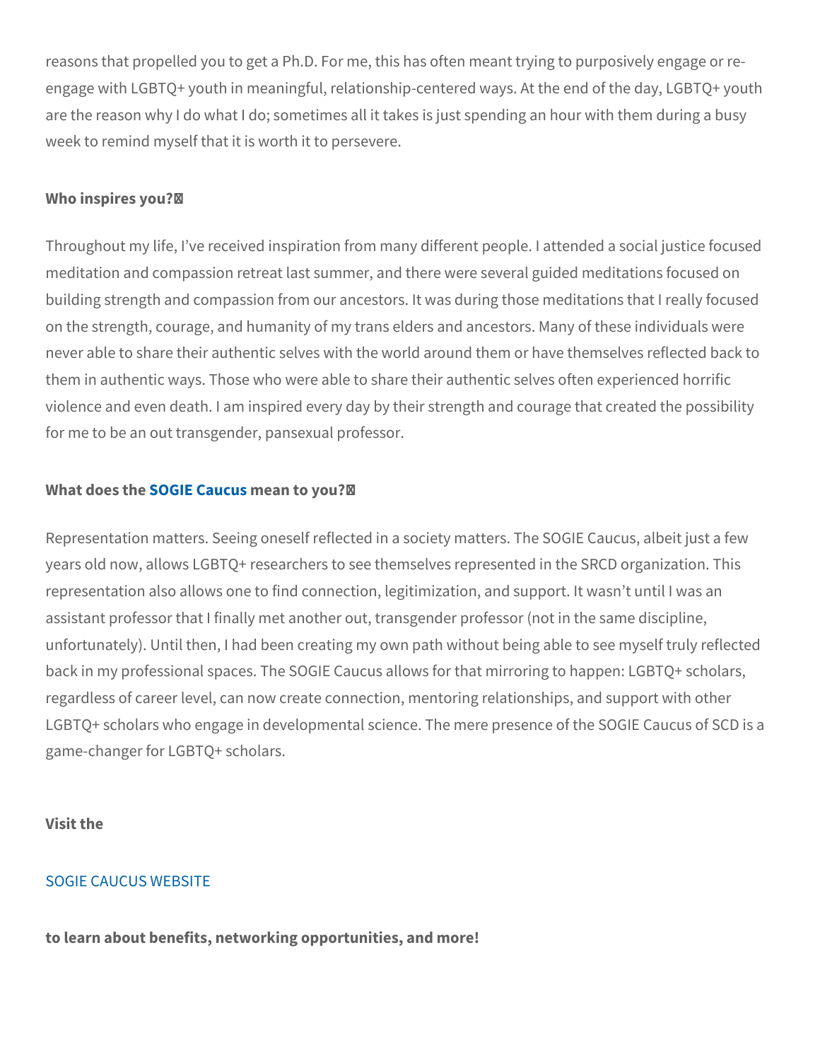reasons that propelled you to get a Ph.D. For me, this has often meant trying to purposively engage or re-engage with LGBTQ+ youth in meaningful, relationship-centered ways. At the end of the day, LGBTQ+ youth are the reason why I do what I do; sometimes all it takes is just spending an hour with them during a busy week to remind myself that it is worth it to persevere.

**Who inspires you?**

Throughout my life, I've received inspiration from many different people. I attended a social justice focused meditation and compassion retreat last summer, and there were several guided meditations focused on building strength and compassion from our ancestors. It was during those meditations that I really focused on the strength, courage, and humanity of my trans elders and ancestors. Many of these individuals were never able to share their authentic selves with the world around them or have themselves reflected back to them in authentic ways. Those who were able to share their authentic selves often experienced horrific violence and even death. I am inspired every day by their strength and courage that created the possibility for me to be an out transgender, pansexual professor.

**What does the SOGIE Caucus mean to you?**

Representation matters. Seeing oneself reflected in a society matters. The SOGIE Caucus, albeit just a few years old now, allows LGBTQ+ researchers to see themselves represented in the SRCD organization. This representation also allows one to find connection, legitimization, and support. It wasn't until I was an assistant professor that I finally met another out, transgender professor (not in the same discipline, unfortunately). Until then, I had been creating my own path without being able to see myself truly reflected back in my professional spaces. The SOGIE Caucus allows for that mirroring to happen: LGBTQ+ scholars, regardless of career level, can now create connection, mentoring relationships, and support with other LGBTQ+ scholars who engage in developmental science. The mere presence of the SOGIE Caucus of SCD is a game-changer for LGBTQ+ scholars.

**Visit the**

SOGIE CAUCUS WEBSITE

**to learn about benefits, networking opportunities, and more!**